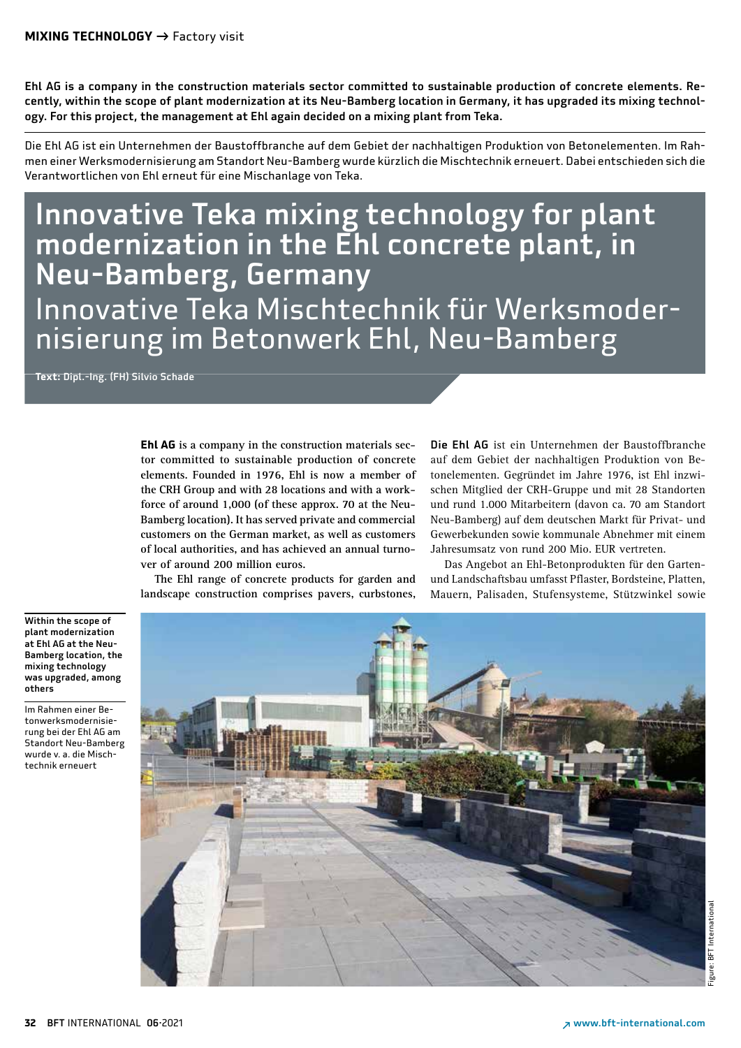**Ehl AG is a company in the construction materials sector committed to sustainable production of concrete elements. Recently, within the scope of plant modernization at its Neu-Bamberg location in Germany, it has upgraded its mixing technology. For this project, the management at Ehl again decided on a mixing plant from Teka.**

Die Ehl AG ist ein Unternehmen der Baustoffbranche auf dem Gebiet der nachhaltigen Produktion von Betonelementen. Im Rahmen einer Werksmodernisierung am Standort Neu-Bamberg wurde kürzlich die Mischtechnik erneuert. Dabei entschieden sich die Verantwortlichen von Ehl erneut für eine Mischanlage von Teka.

# Innovative Teka mixing technology for plant modernization in the Ehl concrete plant, in Neu-Bamberg, Germany

# Innovative Teka Mischtechnik für Werksmodernisierung im Betonwerk Ehl, Neu-Bamberg

**Text:** Dipl.-Ing. (FH) Silvio Schade

**Ehl AG** is a company in the construction materials sector committed to sustainable production of concrete elements. Founded in 1976, Ehl is now a member of the CRH Group and with 28 locations and with a workforce of around 1,000 (of these approx. 70 at the Neu-Bamberg location). It has served private and commercial customers on the German market, as well as customers of local authorities, and has achieved an annual turnover of around 200 million euros.

The Ehl range of concrete products for garden and landscape construction comprises pavers, curbstones,

**Die Ehl AG** ist ein Unternehmen der Baustoffbranche auf dem Gebiet der nachhaltigen Produktion von Betonelementen. Gegründet im Jahre 1976, ist Ehl inzwischen Mitglied der CRH-Gruppe und mit 28 Standorten und rund 1.000 Mitarbeitern (davon ca. 70 am Standort Neu-Bamberg) auf dem deutschen Markt für Privat- und Gewerbekunden sowie kommunale Abnehmer mit einem Jahresumsatz von rund 200 Mio. EUR vertreten.

Das Angebot an Ehl-Betonprodukten für den Garten- und Landschaftsbau umfasst Pflaster, Bordsteine, Platten, Mauern, Palisaden, Stufensysteme, Stützwinkel sowie

**Within the scope of plant modernization at Ehl AG at the Neu-Bamberg location, the mixing technology was upgraded, among others**

Im Rahmen einer Betonwerksmodernisierung bei der Ehl AG am Standort Neu-Bamberg wurde v. a. die Mischtechnik erneuert

Figure: BFT International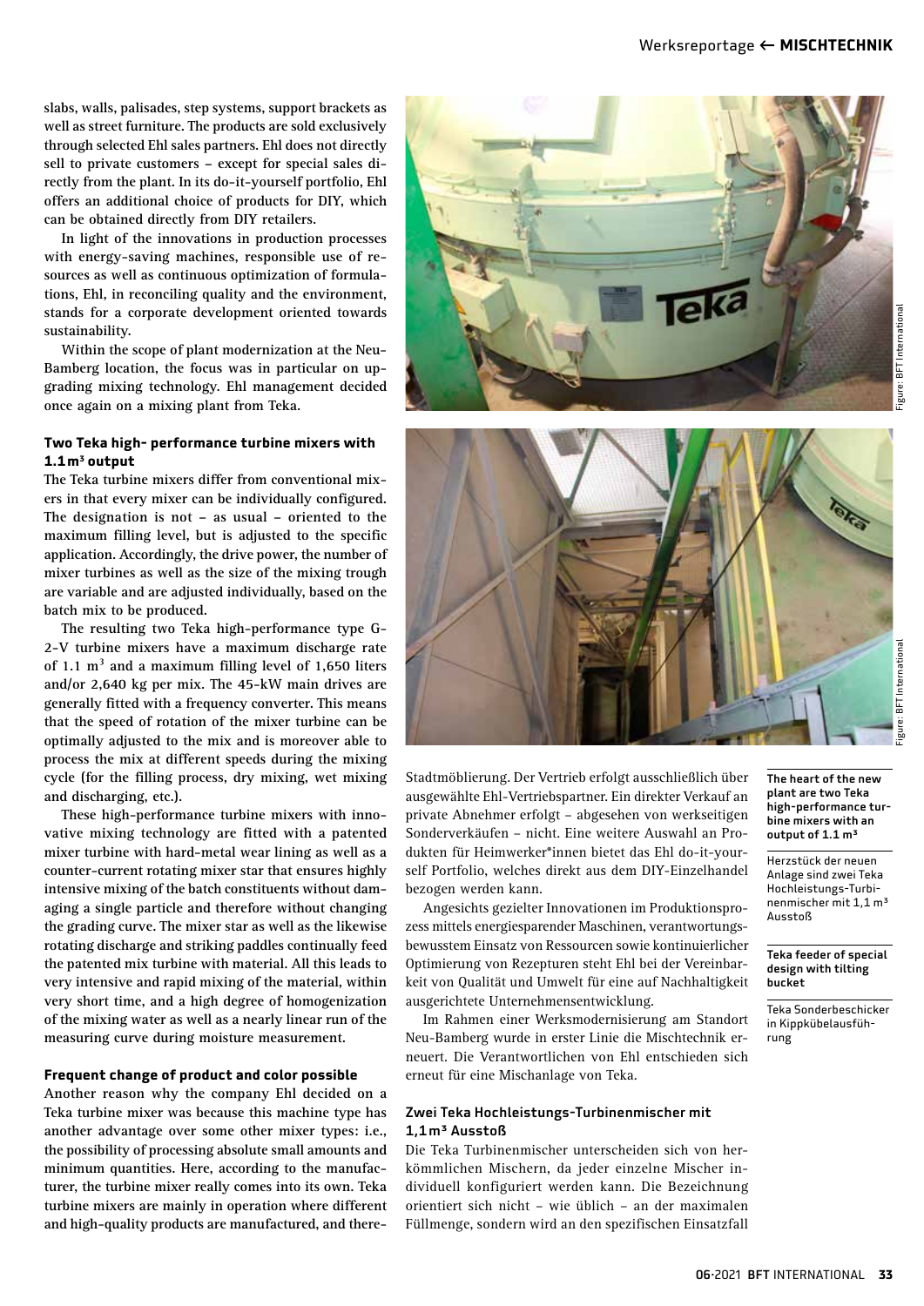slabs, walls, palisades, step systems, support brackets as well as street furniture. The products are sold exclusively through selected Ehl sales partners. Ehl does not directly sell to private customers – except for special sales directly from the plant. In its do-it-yourself portfolio, Ehl offers an additional choice of products for DIY, which can be obtained directly from DIY retailers.

In light of the innovations in production processes with energy-saving machines, responsible use of resources as well as continuous optimization of formulations, Ehl, in reconciling quality and the environment, stands for a corporate development oriented towards sustainability.

Within the scope of plant modernization at the Neu-Bamberg location, the focus was in particular on upgrading mixing technology. Ehl management decided once again on a mixing plant from Teka.

#### Two Teka high- performance turbine mixers with 1.1 m³ output

The Teka turbine mixers differ from conventional mixers in that every mixer can be individually configured. The designation is not – as usual – oriented to the maximum filling level, but is adjusted to the specific application. Accordingly, the drive power, the number of mixer turbines as well as the size of the mixing trough are variable and are adjusted individually, based on the batch mix to be produced.

The resulting two Teka high-performance type G-2-V turbine mixers have a maximum discharge rate of 1.1 m³ and a maximum filling level of 1,650 liters and/or 2,640 kg per mix. The 45-kW main drives are generally fitted with a frequency converter. This means that the speed of rotation of the mixer turbine can be optimally adjusted to the mix and is moreover able to process the mix at different speeds during the mixing cycle (for the filling process, dry mixing, wet mixing and discharging, etc.).

These high-performance turbine mixers with innovative mixing technology are fitted with a patented mixer turbine with hard-metal wear lining as well as a counter-current rotating mixer star that ensures highly intensive mixing of the batch constituents without damaging a single particle and therefore without changing the grading curve. The mixer star as well as the likewise rotating discharge and striking paddles continually feed the patented mix turbine with material. All this leads to very intensive and rapid mixing of the material, within very short time, and a high degree of homogenization of the mixing water as well as a nearly linear run of the measuring curve during moisture measurement.

#### Frequent change of product and color possible

Another reason why the company Ehl decided on a Teka turbine mixer was because this machine type has another advantage over some other mixer types: i.e., the possibility of processing absolute small amounts and minimum quantities. Here, according to the manufacturer, the turbine mixer really comes into its own. Teka turbine mixers are mainly in operation where different and high-quality products are manufactured, and there-

Figure: BFT International

**The heart of the new plant are two Teka high-performance turbine mixers with an output of 1.1 m³**

Herzstück der neuen Anlage sind zwei Teka Hochleistungs-Turbinenmischer mit 1,1 m³ Ausstoß

Figure: BFT International

**Teka feeder of special design with tilting bucket**

Teka Sonderbeschicker in Kippkübelausführung

Stadtmöblierung. Der Vertrieb erfolgt ausschließlich über ausgewählte Ehl-Vertriebspartner. Ein direkter Verkauf an private Abnehmer erfolgt – abgesehen von werkseitigen Sonderverkäufen – nicht. Eine weitere Auswahl an Produkten für Heimwerker*innen bietet das Ehl do-it-yourself Portfolio, welches direkt aus dem DIY-Einzelhandel bezogen werden kann.

Angesichts gezielter Innovationen im Produktionsprozess mittels energiesparender Maschinen, verantwortungsbewusstem Einsatz von Ressourcen sowie kontinuierlicher Optimierung von Rezepturen steht Ehl bei der Vereinbarkeit von Qualität und Umwelt für eine auf Nachhaltigkeit ausgerichtete Unternehmensentwicklung.

Im Rahmen einer Werksmodernisierung am Standort Neu-Bamberg wurde in erster Linie die Mischtechnik erneuert. Die Verantwortlichen von Ehl entschieden sich erneut für eine Mischanlage von Teka.

#### Zwei Teka Hochleistungs-Turbinenmischer mit 1,1 m³ Ausstoß

Die Teka Turbinenmischer unterscheiden sich von herkömmlichen Mischern, da jeder einzelne Mischer individuell konfiguriert werden kann. Die Bezeichnung orientiert sich nicht – wie üblich – an der maximalen Füllmenge, sondern wird an den spezifischen Einsatzfall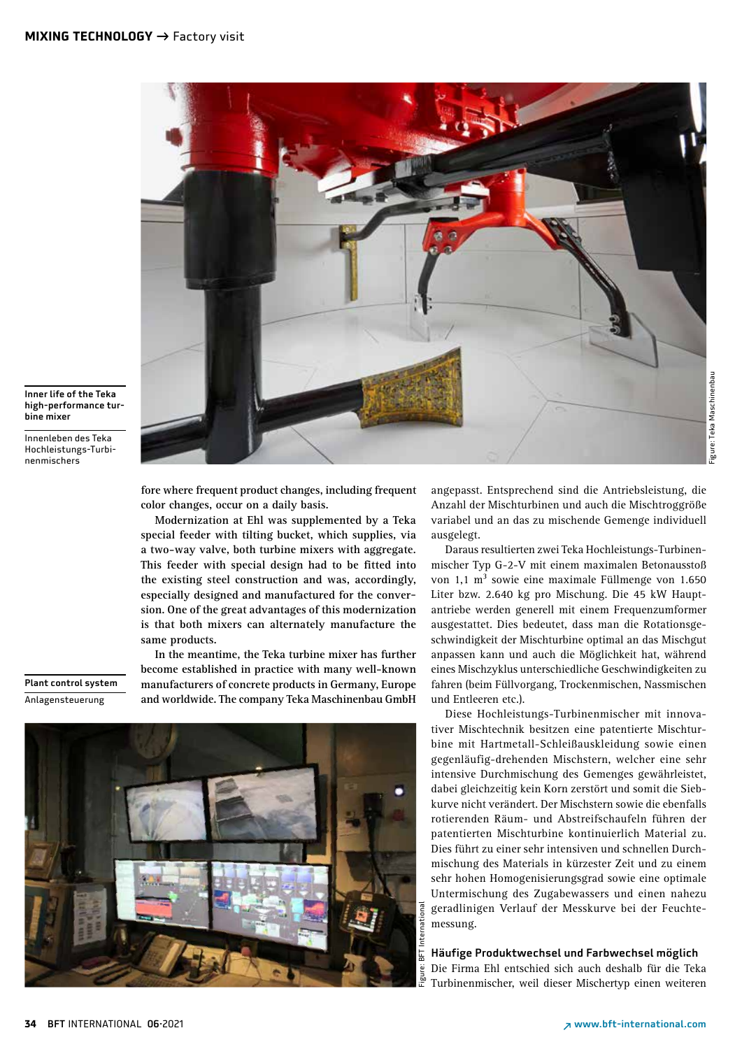Inner life of the Teka high-performance turbine mixer

Innenleben des Teka Hochleistungs-Turbinenmischers

fore where frequent product changes, including frequent color changes, occur on a daily basis.

Modernization at Ehl was supplemented by a Teka special feeder with tilting bucket, which supplies, via a two-way valve, both turbine mixers with aggregate. This feeder with special design had to be fitted into the existing steel construction and was, accordingly, especially designed and manufactured for the conversion. One of the great advantages of this modernization is that both mixers can alternately manufacture the same products.

In the meantime, the Teka turbine mixer has further become established in practice with many well-known manufacturers of concrete products in Germany, Europe and worldwide. The company Teka Maschinenbau GmbH

Plant control system

Anlagensteuerung

angepasst. Entsprechend sind die Antriebsleistung, die Anzahl der Mischturbinen und auch die Mischtroggröße variabel und an das zu mischende Gemenge individuell ausgelegt.

Daraus resultierten zwei Teka Hochleistungs-Turbinenmischer Typ G-2-V mit einem maximalen Betonausstoß von 1,1 $m^3$ sowie eine maximale Füllmenge von 1.650 Liter bzw. 2.640 kg pro Mischung. Die 45 kW Hauptantriebe werden generell mit einem Frequenzumformer ausgestattet. Dies bedeutet, dass man die Rotationsgeschwindigkeit der Mischturbine optimal an das Mischgut anpassen kann und auch die Möglichkeit hat, während eines Mischzyklus unterschiedliche Geschwindigkeiten zu fahren (beim Füllvorgang, Trockenmischen, Nassmischen und Entleeren etc.).

Diese Hochleistungs-Turbinenmischer mit innovativer Mischtechnik besitzen eine patentierte Mischturbine mit Hartmetall-Schleißauskleidung sowie einen gegenläufig-drehenden Mischstern, welcher eine sehr intensive Durchmischung des Gemenges gewährleistet, dabei gleichzeitig kein Korn zerstört und somit die Siebkurve nicht verändert. Der Mischstern sowie die ebenfalls rotierenden Räum- und Abstreifschaufeln führen der patentierten Mischturbine kontinuierlich Material zu. Dies führt zu einer sehr intensiven und schnellen Durchmischung des Materials in kürzester Zeit und zu einem sehr hohen Homogenisierungsgrad sowie eine optimale Untermischung des Zugabewassers und einen nahezu geradlinigen Verlauf der Messkurve bei der Feuchtemessung.

### Häufige Produktwechsel und Farbwechsel möglich

Die Firma Ehl entschied sich auch deshalb für die Teka Turbinenmischer, weil dieser Mischertyp einen weiteren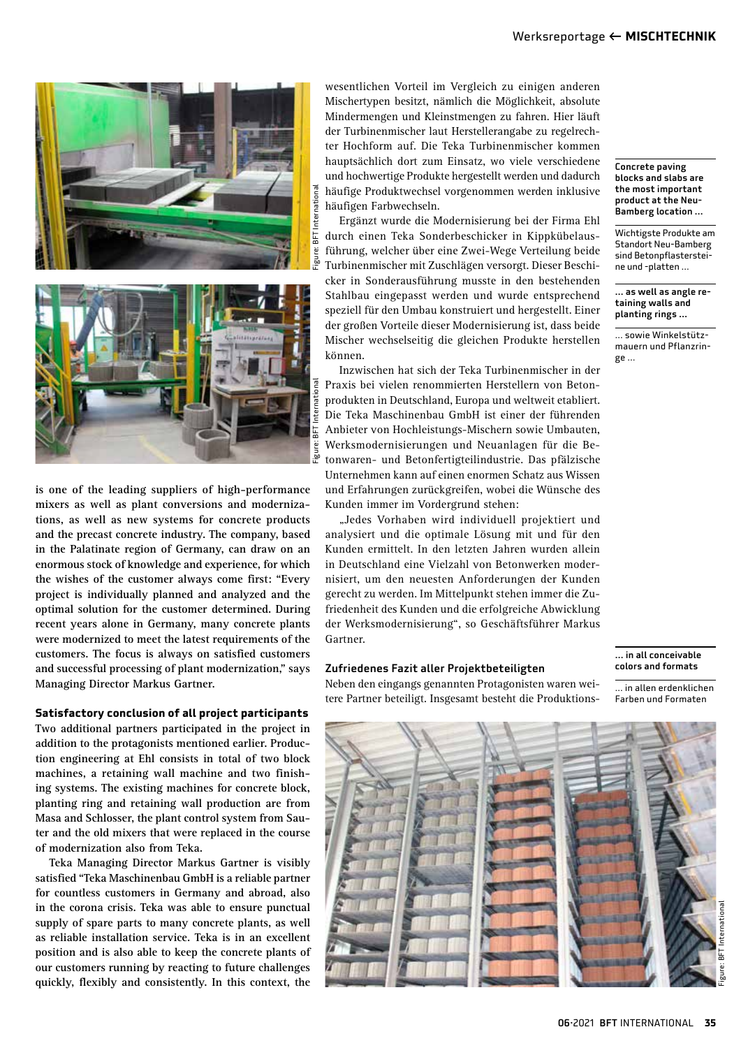is one of the leading suppliers of high-performance mixers as well as plant conversions and modernizations, as well as new systems for concrete products and the precast concrete industry. The company, based in the Palatinate region of Germany, can draw on an enormous stock of knowledge and experience, for which the wishes of the customer always come first: "Every project is individually planned and analyzed and the optimal solution for the customer determined. During recent years alone in Germany, many concrete plants were modernized to meet the latest requirements of the customers. The focus is always on satisfied customers and successful processing of plant modernization," says Managing Director Markus Gartner.

**Satisfactory conclusion of all project participants**

Two additional partners participated in the project in addition to the protagonists mentioned earlier. Production engineering at Ehl consists in total of two block machines, a retaining wall machine and two finishing systems. The existing machines for concrete block, planting ring and retaining wall production are from Masa and Schlosser, the plant control system from Sauter and the old mixers that were replaced in the course of modernization also from Teka.

Teka Managing Director Markus Gartner is visibly satisfied "Teka Maschinenbau GmbH is a reliable partner for countless customers in Germany and abroad, also in the corona crisis. Teka was able to ensure punctual supply of spare parts to many concrete plants, as well as reliable installation service. Teka is in an excellent position and is also able to keep the concrete plants of our customers running by reacting to future challenges quickly, flexibly and consistently. In this context, the

wesentlichen Vorteil im Vergleich zu einigen anderen Mischertypen besitzt, nämlich die Möglichkeit, absolute Mindermengen und Kleinstmengen zu fahren. Hier läuft der Turbinenmischer laut Herstellerangabe zu regelrechter Hochform auf. Die Teka Turbinenmischer kommen hauptsächlich dort zum Einsatz, wo viele verschiedene und hochwertige Produkte hergestellt werden und dadurch häufige Produktwechsel vorgenommen werden inklusive häufigen Farbwechseln.

Ergänzt wurde die Modernisierung bei der Firma Ehl durch einen Teka Sonderbeschicker in Kippkübelausführung, welcher über eine Zwei-Wege Verteilung beide Turbinenmischer mit Zuschlägen versorgt. Dieser Beschicker in Sonderausführung musste in den bestehenden Stahlbau eingepasst werden und wurde entsprechend speziell für den Umbau konstruiert und hergestellt. Einer der großen Vorteile dieser Modernisierung ist, dass beide Mischer wechselseitig die gleichen Produkte herstellen können.

Inzwischen hat sich der Teka Turbinenmischer in der Praxis bei vielen renommierten Herstellern von Betonprodukten in Deutschland, Europa und weltweit etabliert. Die Teka Maschinenbau GmbH ist einer der führenden Anbieter von Hochleistungs-Mischern sowie Umbauten, Werksmodernisierungen und Neuanlagen für die Betonwaren- und Betonfertigteilindustrie. Das pfälzische Unternehmen kann auf einen enormen Schatz aus Wissen und Erfahrungen zurückgreifen, wobei die Wünsche des Kunden immer im Vordergrund stehen:

„Jedes Vorhaben wird individuell projektiert und analysiert und die optimale Lösung mit und für den Kunden ermittelt. In den letzten Jahren wurden allein in Deutschland eine Vielzahl von Betonwerken modernisiert, um den neuesten Anforderungen der Kunden gerecht zu werden. Im Mittelpunkt stehen immer die Zufriedenheit des Kunden und die erfolgreiche Abwicklung der Werksmodernisierung", so Geschäftsführer Markus Gartner.

**Zufriedenes Fazit aller Projektbeteiligten**

Neben den eingangs genannten Protagonisten waren weitere Partner beteiligt. Insgesamt besteht die Produktions-

**Concrete paving blocks and slabs are the most important product at the Neu-Bamberg location ...**

Wichtigste Produkte am Standort Neu-Bamberg sind Betonpflastersteine und -platten ...

**... as well as angle retaining walls and planting rings ...**

... sowie Winkelstützmauern und Pflanzringe ...

**... in all conceivable colors and formats**

... in allen erdenklichen Farben und Formaten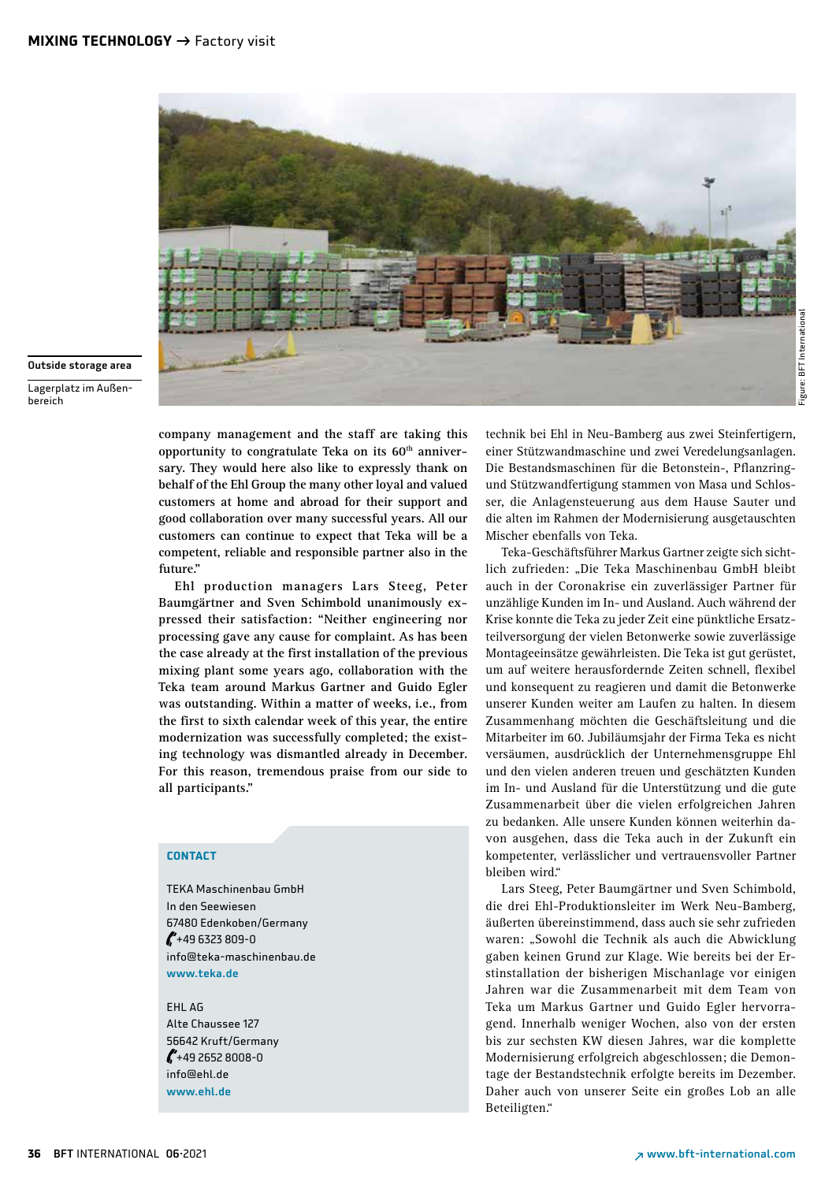Outside storage area

Lagerplatz im Außenbereich

Figure: BFT International

company management and the staff are taking this opportunity to congratulate Teka on its 60th anniversary. They would here also like to expressly thank on behalf of the Ehl Group the many other loyal and valued customers at home and abroad for their support and good collaboration over many successful years. All our customers can continue to expect that Teka will be a competent, reliable and responsible partner also in the future."

Ehl production managers Lars Steeg, Peter Baumgärtner and Sven Schimbold unanimously expressed their satisfaction: "Neither engineering nor processing gave any cause for complaint. As has been the case already at the first installation of the previous mixing plant some years ago, collaboration with the Teka team around Markus Gartner and Guido Egler was outstanding. Within a matter of weeks, i.e., from the first to sixth calendar week of this year, the entire modernization was successfully completed; the existing technology was dismantled already in December. For this reason, tremendous praise from our side to all participants."

**CONTACT**

TEKA Maschinenbau GmbH
In den Seewiesen
67480 Edenkoben/Germany
+49 6323 809-0
info@teka-maschinenbau.de
www.teka.de

EHL AG
Alte Chaussee 127
56642 Kruft/Germany
+49 2652 8008-0
info@ehl.de
www.ehl.de

technik bei Ehl in Neu-Bamberg aus zwei Steinfertigern, einer Stützwandmaschine und zwei Veredelungsanlagen. Die Bestandsmaschinen für die Betonstein-, Pflanzring- und Stützwandfertigung stammen von Masa und Schlosser, die Anlagensteuerung aus dem Hause Sauter und die alten im Rahmen der Modernisierung ausgetauschten Mischer ebenfalls von Teka.

Teka-Geschäftsführer Markus Gartner zeigte sich sichtlich zufrieden: „Die Teka Maschinenbau GmbH bleibt auch in der Coronakrise ein zuverlässiger Partner für unzählige Kunden im In- und Ausland. Auch während der Krise konnte die Teka zu jeder Zeit eine pünktliche Ersatzteilversorgung der vielen Betonwerke sowie zuverlässige Montageeinsätze gewährleisten. Die Teka ist gut gerüstet, um auf weitere herausfordernde Zeiten schnell, flexibel und konsequent zu reagieren und damit die Betonwerke unserer Kunden weiter am Laufen zu halten. In diesem Zusammenhang möchten die Geschäftsleitung und die Mitarbeiter im 60. Jubiläumsjahr der Firma Teka es nicht versäumen, ausdrücklich der Unternehmensgruppe Ehl und den vielen anderen treuen und geschätzten Kunden im In- und Ausland für die Unterstützung und die gute Zusammenarbeit über die vielen erfolgreichen Jahren zu bedanken. Alle unsere Kunden können weiterhin davon ausgehen, dass die Teka auch in der Zukunft ein kompetenter, verlässlicher und vertrauensvoller Partner bleiben wird."

Lars Steeg, Peter Baumgärtner und Sven Schimbold, die drei Ehl-Produktionsleiter im Werk Neu-Bamberg, äußerten übereinstimmend, dass auch sie sehr zufrieden waren: „Sowohl die Technik als auch die Abwicklung gaben keinen Grund zur Klage. Wie bereits bei der Erstinstallation der bisherigen Mischanlage vor einigen Jahren war die Zusammenarbeit mit dem Team von Teka um Markus Gartner und Guido Egler hervorragend. Innerhalb weniger Wochen, also von der ersten bis zur sechsten KW diesen Jahres, war die komplette Modernisierung erfolgreich abgeschlossen; die Demontage der Bestandstechnik erfolgte bereits im Dezember. Daher auch von unserer Seite ein großes Lob an alle Beteiligten."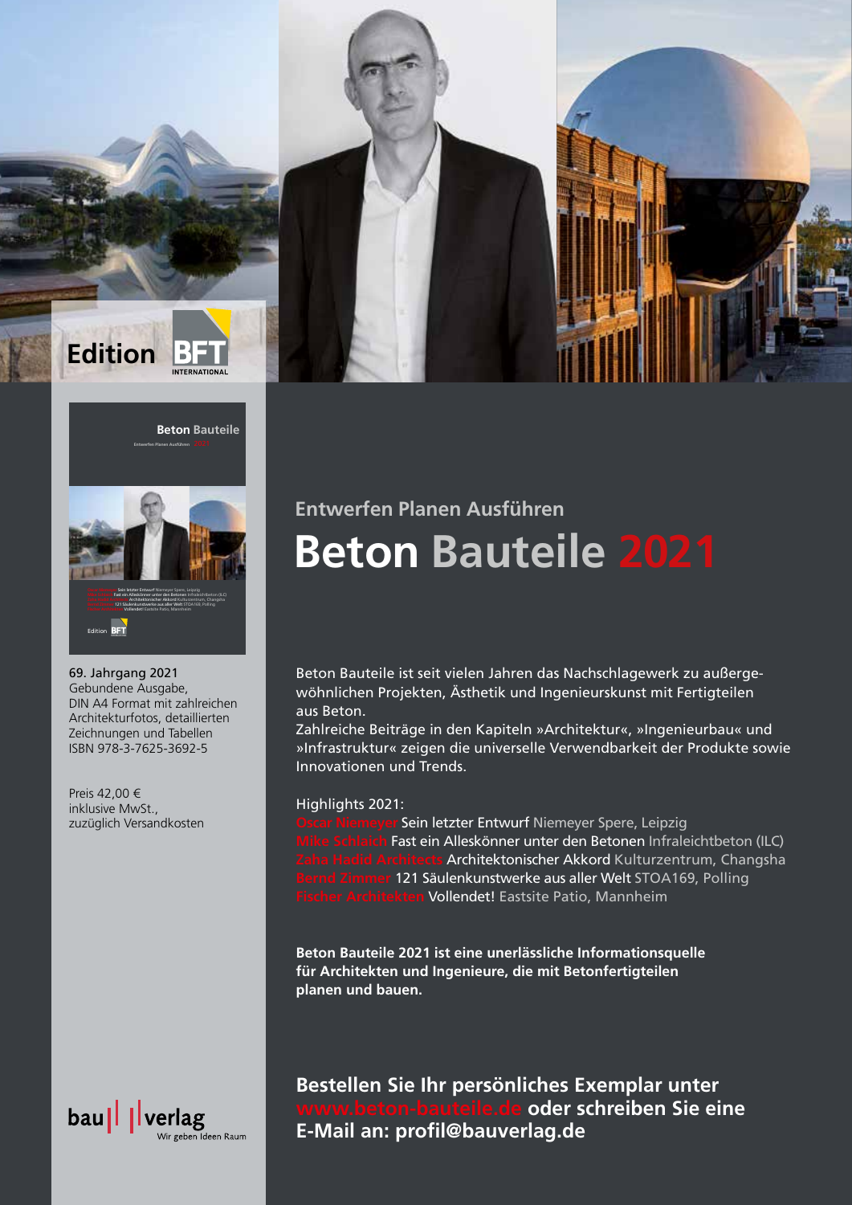Edition BFT INTERNATIONAL

69. Jahrgang 2021
Gebundene Ausgabe,
DIN A4 Format mit zahlreichen Architekturfotos, detaillierten Zeichnungen und Tabellen
ISBN 978-3-7625-3692-5

Preis 42,00 €
inklusive MwSt.,
zuzüglich Versandkosten

## Entwerfen Planen Ausführen

# Beton Bauteile 2021

Beton Bauteile ist seit vielen Jahren das Nachschlagewerk zu außergewöhnlichen Projekten, Ästhetik und Ingenieurskunst mit Fertigteilen aus Beton.
Zahlreiche Beiträge in den Kapiteln »Architektur«, »Ingenieurbau« und »Infrastruktur« zeigen die universelle Verwendbarkeit der Produkte sowie Innovationen und Trends.

Highlights 2021:
Oscar Niemeyer Sein letzter Entwurf Niemeyer Spere, Leipzig
Mike Schlaich Fast ein Alleskönner unter den Betonen Infraleichtbeton (ILC)
Zaha Hadid Architects Architektonischer Akkord Kulturzentrum, Changsha
Bernd Zimmer 121 Säulenkunstwerke aus aller Welt STOA169, Polling
Fischer Architekten Vollendet! Eastsite Patio, Mannheim

**Beton Bauteile 2021 ist eine unerlässliche Informationsquelle für Architekten und Ingenieure, die mit Betonfertigteilen planen und bauen.**

**Bestellen Sie Ihr persönliches Exemplar unter www.beton-bauteile.de oder schreiben Sie eine E-Mail an: profil@bauverlag.de**

bau verlag
Wir geben Ideen Raum